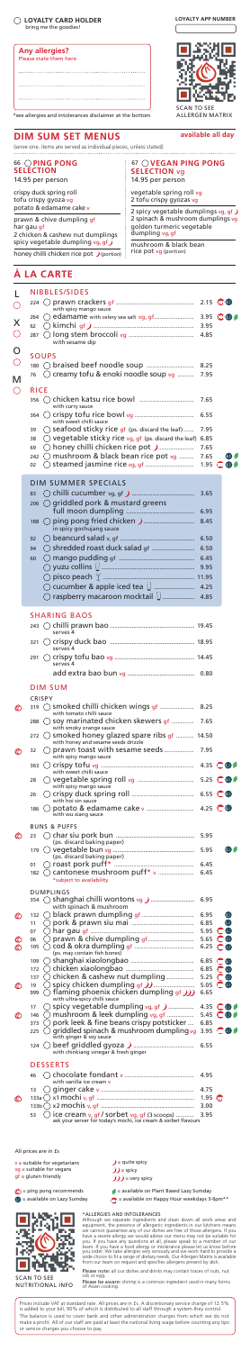◯ **LOYALTY CARD HOLDER**
bring me the goodies!

**LOYALTY APP NUMBER**

**Any allergies?**
Please state them here

*see allergies and intolerances disclaimer at the bottom

SCAN TO SEE ALLERGEN MATRIX

## DIM SUM SET MENUS

**available all day**

(serve one. items are served as individual pieces, unless stated)

### 66 ◯ PING PONG SELECTION
14.95 per person

crispy duck spring roll
tofu crispy gyoza vg
potato & edamame cake v
prawn & chive dumpling gf
har gau gf
2 chicken & cashew nut dumplings
spicy vegetable dumpling vg, gf
honey chilli chicken rice pot (portion)

### 67 ◯ VEGAN PING PONG SELECTION vg
14.95 per person

vegetable spring roll vg
2 tofu crispy gyozas vg
2 spicy vegetable dumplings vg, gf
2 spinach & mushroom dumplings vg
golden turmeric vegetable dumpling vg, gf
mushroom & black bean rice pot vg (portion)

## À LA CARTE

### NIBBLES/SIDES

| No. | Item | Price |
|---|---|---|
| 224 | ◯ prawn crackers gf — with spicy mango sauce | 2.15 |
| 264 | ◯ edamame with celery sea salt vg, gf | 3.95 |
| 62 | ◯ kimchi gf | 3.95 |
| 287 | ◯ long stem broccoli vg — with sesame dip | 4.85 |

### SOUP

| No. | Item | Price |
|---|---|---|
| 180 | ◯ braised beef noodle soup | 8.25 |
| 76 | ◯ creamy tofu & enoki noodle soup vg | 7.95 |

### RICE

| No. | Item | Price |
|---|---|---|
| 356 | ◯ chicken katsu rice bowl — with curry sauce | 7.65 |
| 364 | ◯ crispy tofu rice bowl vg — with sweet chilli sauce | 6.55 |
| 39 | ◯ seafood sticky rice gf (ps. discard the leaf) | 7.95 |
| 38 | ◯ vegetable sticky rice vg, gf (ps. discard the leaf) | 6.85 |
| 69 | ◯ honey chilli chicken rice pot | 7.65 |
| 242 | ◯ mushroom & black bean rice pot vg | 7.65 |
| 02 | ◯ steamed jasmine rice vg, gf | 1.95 |

### DIM SUMMER SPECIALS

| No. | Item | Price |
|---|---|---|
| 83 | ◯ chilli cucumber vg, gf | 3.65 |
| 206 | ◯ griddled pork & mustard greens full moon dumpling | 6.95 |
| 188 | ◯ ping pong fried chicken — in spicy gochujang sauce | 8.45 |
| 92 | ◯ beancurd salad v, gf | 6.50 |
| 94 | ◯ shredded roast duck salad gf | 6.50 |
| 60 | ◯ mango pudding gf | 6.45 |
| | ◯ yuzu collins | 9.95 |
| | ◯ pisco peach | 11.95 |
| | ◯ cucumber & apple iced tea | 4.25 |
| | ◯ raspberry macaroon mocktail | 4.85 |

### SHARING BAOS

| No. | Item | Price |
|---|---|---|
| 243 | ◯ chilli prawn bao — serves 4 | 19.45 |
| 321 | ◯ crispy duck bao — serves 4 | 18.95 |
| 291 | ◯ crispy tofu bao vg — serves 4 | 14.45 |
| | add extra bao bun vg | 0.80 |

### DIM SUM

#### CRISPY

| No. | Item | Price |
|---|---|---|
| 319 | ◯ smoked chilli chicken wings gf — with tomato chilli sauce | 8.25 |
| 288 | ◯ soy marinated chicken skewers gf — with smoky orange sauce | 7.65 |
| 272 | ◯ smoked honey glazed spare ribs gf — with honey and sesame seeds drizzle | 14.50 |
| 32 | ◯ prawn toast with sesame seeds — with spicy mango sauce | 7.95 |
| 363 | ◯ crispy tofu vg — with sweet chilli sauce | 4.35 |
| 28 | ◯ vegetable spring roll vg — with spicy mango sauce | 5.25 |
| 26 | ◯ crispy duck spring roll — with hoi sin sauce | 6.55 |
| 186 | ◯ potato & edamame cake v — with vu xiang sauce | 4.25 |

#### BUNS & PUFFS

| No. | Item | Price |
|---|---|---|
| 23 | ◯ char siu pork bun (ps. discard baking paper) | 5.95 |
| 179 | ◯ vegetable bun vg (ps. discard baking paper) | 5.95 |
| 01 | ◯ roast pork puff* | 6.45 |
| 182 | ◯ cantonese mushroom puff* v — *subject to availability | 6.45 |

#### DUMPLINGS

| No. | Item | Price |
|---|---|---|
| 354 | ◯ shanghai chilli wontons vg — with spinach & mushroom | 6.95 |
| 132 | ◯ black prawn dumpling gf | 6.95 |
| 11 | ◯ pork & prawn siu mai | 6.85 |
| 07 | ◯ har gau gf | 5.95 |
| 06 | ◯ prawn & chive dumpling gf | 5.65 |
| 105 | ◯ cod & okra dumpling gf (ps. may contain fish bones) | 6.25 |
| 109 | ◯ shanghai xiaolongbao | 6.85 |
| 172 | ◯ chicken xiaolongbao | 6.85 |
| 137 | ◯ chicken & cashew nut dumpling | 5.25 |
| 19 | ◯ spicy chicken dumpling gf | 5.05 |
| 999 | ◯ flaming phoenix chicken dumpling gf — with ultra-spicy chilli sauce | 6.65 |
| 17 | ◯ spicy vegetable dumpling vg, gf | 4.35 |
| 146 | ◯ mushroom & leek dumpling vg, gf | 5.45 |
| 373 | ◯ pork leek & fine beans crispy potsticker | 6.85 |
| 225 | ◯ griddled spinach & mushroom dumpling vg — with ginger & soy sauce | 3.95 |
| 124 | ◯ beef griddled gyoza — with chinkiang vinegar & fresh ginger | 6.55 |

### DESSERTS

| No. | Item | Price |
|---|---|---|
| 46 | ◯ chocolate fondant v — with vanilla ice cream v | 4.95 |
| 13 | ◯ ginger cake v | 4.75 |
| 133a | ◯ x1 mochi v, gf | 1.95 |
| 133b | ◯ x2 mochis v, gf | 3.00 |
| 53 | ◯ ice cream v, gf / sorbet vg, gf (3 scoops) — ask your server for today's mochi, ice cream & sorbet flavours | 3.95 |

All prices are in £s

v = suitable for vegetarians
vg = suitable for vegans
gf = gluten friendly

= quite spicy
= spicy
= very spicy

= ping pong recommends
= available on Lazy Sunday
= available on Plant Based Lazy Sunday
= available on Happy Hour weekdays 3-6pm**

SCAN TO SEE NUTRITIONAL INFO

**\*ALLERGIES AND INTOLERANCES**
Although we separate ingredients and clean down all work areas and equipment, the presence of allergenic ingredients in our kitchens means we cannot guarantee any of our dishes are free of those allergens. If you have a severe allergy we would advise our menu may not be suitable for you. If you have any questions at all, please speak to a member of our team. If you have a food allergy or intolerance please let us know before you order. We take allergies very seriously and we work hard to provide a wide choice to fit a range of dietary needs. Our Allergen Matrix is available from our team on request and specifies allergens present by dish.

**Please note:** all our dishes and drinks may contain traces of nuts, nut oils or egg.

**Please be aware:** shrimp is a common ingredient used in many forms of Asian cooking.

Prices include VAT at standard rate. All prices are in £s. A discretionary service charge of 12.5% is added to your bill, 90% of which is distributed to all staff through a system they control. The balance is used to cover bank and other administration charges from which we do not make a profit. All of our staff are paid at least the national living wage before counting any tips or service charges you choose to pay.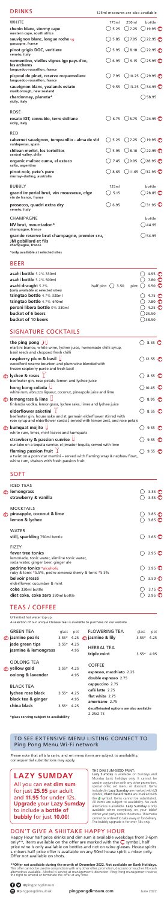## DRINKS

125ml measures are also available

| WHITE | 175ml | 250ml | bottle |
|---|---|---|---|
| **chenin blanc, stormy cape** western cape, south africa | 5.25 | 7.25 | 19.95 |
| **sauvignon blanc, longue roche** vg gascogne, france | 5.85 | 7.95 | 22.95 |
| **pinot grigio DOC, veritiere** veneto, italy | 5.95 | 8.10 | 22.95 |
| **vermentino, vieilles vignes igp pays d'oc, les archeres** languedoc-roussillon, france | 6.95 | 9.15 | 25.95 |
| **picpoul de pinet, reserve roquemoliere** languedoc-roussillon, france | 7.95 | 10.25 | 29.95 |
| **sauvignon blanc, yealands estate** marlborough, new zealand | 9.55 | 13.25 | 34.95 |
| **chardonnay, planeta*** sicily, italy | | | 58.95 |

| ROSÉ | 175ml | 250ml | bottle |
|---|---|---|---|
| **rosato IGT, connubio, terre siciliane** sicily, italy | 6.75 | 8.75 | 24.95 |

| RED | 175ml | 250ml | bottle |
|---|---|---|---|
| **cabernet sauvignon, tempranillo - alma de vid** valdepenas, spain | 5.25 | 7.25 | 19.95 |
| **chilean merlot, los tortolitos** central valley, chile | 5.95 | 8.10 | 22.95 |
| **organic malbec cuma, el esteco** salta, argentina | 7.45 | 9.95 | 28.95 |
| **pinot noir, pete's pure** murray-darling, australia | 8.65 | 11.65 | 32.95 |

| BUBBLY | 125ml | bottle |
|---|---|---|
| **grand imperial brut, vin mousseux, cfgv** vin de france, france | 5.15 | 28.85 |
| **prosecco, quadri extra dry** veneto, italy | 6.95 | 31.95 |

| CHAMPAGNE | bottle |
|---|---|
| **NV brut, mountadon*** champagne, france | 44.95 |
| **grande reserve brut champagne, premier cru, JM gobillard et fils** champagne, france | 54.95 |

*only available at selected sites

## BEER

| | | |
|---|---|---|
| **asahi bottle** 5.2% 330ml | | 4.95 |
| **asahi bottle** 5.2% 500ml | | 7.80 |
| **asahi draught** 5.2% (only available at selected sites) | half pint 3.50 | pint 6.50 |
| **tsingtao bottle** 4.7% 330ml | | 4.75 |
| **tsingtao bottle** 4.7% 640ml | | 7.80 |
| **peroni libera bottle** 0% 330ml | | 4.25 |
| **bucket of 6 beers** | | 25.50 |
| **bucket of 10 beers** | | 38.50 |

## SIGNATURE COCKTAILS

- **the ping pong** — 8.55
  martini bianco, white wine, lychee juice, homemade chilli syrup, basil seeds and chopped fresh chilli
- **raspberry plum & basil** — 12.55
  woodford reserve bourbon and plum wine blended with frozen raspberry purée and fresh basil
- **lychee & roses** — 8.55
  beefeater gin, rose petals, lemon and lychee juice
- **hong kong colada** — 10.45
  white rum, abruzzo liqueur, coconut, pineapple juice and lime
- **lemongrass & lime** — 8.95
  finlandia vodka, lemongrass, lychee sake, limes and lychee juice
- **elderflower saketini** — 8.55
  beefeater gin, house sake and st germain elderflower stirred with rose syrup and elderflower cordial, served with lemon zest and rose petals
- **kumquat mojito** — 9.55
  white rum, limes, mint leaves and kumquats
- **strawberry & passion sunrise** — 9.55
  our take on a tequila sunrise, el jimador tequila, served with lime
- **flaming passion fruit** — 9.55
  a twist on a porn star martini – served with flaming wray & nephew float, white rum, shaken with fresh passion fruit

## SOFT

ICED TEAS

- **lemongrass** — 3.55
- **strawberry & vanilla** — 3.55

MOCKTAILS

- **pineapple, coconut & lime** — 3.85
- **lemon & lychee** — 3.85

WATER

- **still, sparkling** 750ml bottle — 3.65

FIZZY

- **fever tree tonics** — 2.95
  lemonade, tonic water, slimline tonic water, soda water, ginger beer, ginger ale
- **pedrino tonics** *alcoholic — 3.95
  ruby & tonic *5.5%, pedro simenez sherry & tonic *5.5%
- **belvoir pressé** — 3.50
  elderflower, cucumber & mint
- **coke** 330ml bottle — 3.15
- **diet coke, coke zero** 330ml bottle — 2.95

## TEAS / COFFEE

Unlimited hot water top up.
A selection of our unique Chinese teas is available to purchase on our website.

| GREEN TEA | glass | pot |
|---|---|---|
| **jasmine pearls** | 3.55* | 4.25 |
| **jade green tips** | 3.55* | 4.25 |
| **jasmine & lemongrass** | | 4.95 |

| OOLONG TEA | glass | pot |
|---|---|---|
| **yellow gold** | 3.55* | 4.25 |
| **oolong & lavender** | | 4.95 |

| BLACK TEA | glass | pot |
|---|---|---|
| **lychee rose black** | 3.55* | 4.25 |
| **black tea & ginger** | | 4.95 |
| **china black** | 3.55* | 4.25 |

*glass serving subject to availability

| FLOWERING TEA | glass | pot |
|---|---|---|
| **jasmine & lily** | 3.55* | 4.25 |

| HERBAL TEA | glass | pot |
|---|---|---|
| **triple mint** | 3.55* | 4.95 |

COFFEE

- **espresso, macchiato** 2.25
- **double espresso** 2.75
- **cappuccino** 2.75
- **café latte** 2.75
- **flat white** 2.75
- **americano** 2.75

decaffeinated options are also available 2.25/2.75

**TO SEE EXTENSIVE MENU LISTING CONNECT TO Ping Pong Menu Wi-Fi network**

Please note that all à la carte, and set menu items are subject to availability, consequential substitutions may apply.

## LAZY SUMDAY

All you can eat **dim sum** for just **25.95** per adult and **11.95** for under 12s. **Upgrade** your **Lazy Sumday** to include a **bottle of bubbly** for just **10.00**!

THE DIM SUM-SIZED PRINT:
**Lazy Sumday** is available on Sundays and Monday bank holidays only. It cannot be used in conjunction with any other promotion, special offer, set menu or discount. Items included in **Lazy Sumday** are marked with LS symbol. Plant Based Items are marked with the symbol. Items cannot be substituted. All items are subject to availability. No cash alternative is available. **Lazy Sumday** is only available when everybody on your table/within your party orders this menu. This menu cannot be ordered to take away or for delivery. The bubbly upgrade is for over 18s only.

## DON'T GIVE A SHIITAKE HAPPY HOUR

Happy Hour half price drinks and dim sum is available weekdays from 3-6pm only**, items available on the offer are marked with the symbol, half price wine is only available on bottles and not on wine glasses. House spirits + mixers half price offer is available on any 50ml house spirit + mixer only. Offer not available on shots.

**Offer not available during the month of December 2022. Not available on Bank Holidays. This offer cannot be used in conjunction with any other promotion, discount or voucher. No cash alternatives available. Alcohol is served at management's discretion. Ping Pong management reserve the right to amend or terminate the offer at any time.

@pingpongdimsum
@pingpongdimsumuk
**pingpongdimsum.com**
June 2022